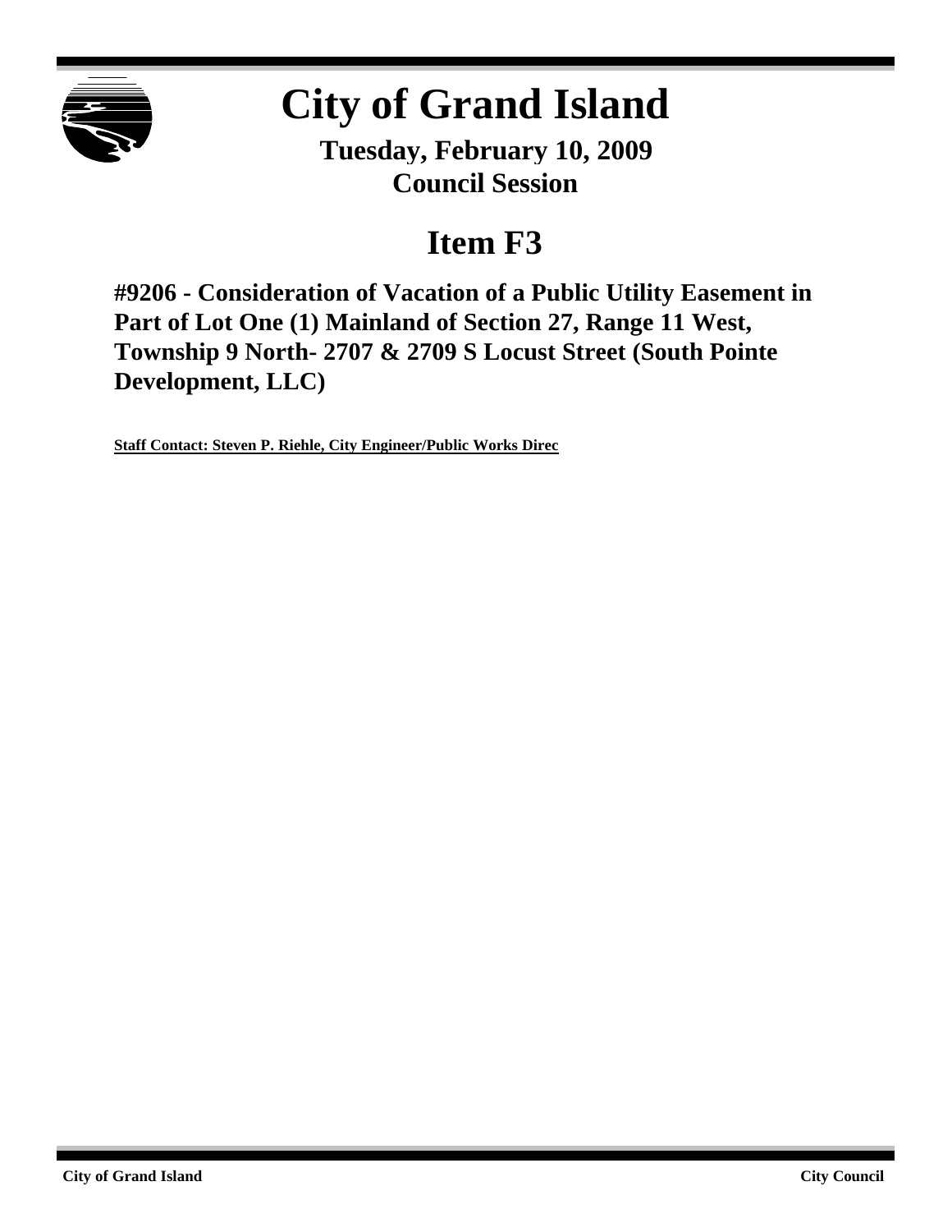# City of Grand Island

**Tuesday, February 10, 2009**
**Council Session**

## Item F3

### #9206 - Consideration of Vacation of a Public Utility Easement in Part of Lot One (1) Mainland of Section 27, Range 11 West, Township 9 North- 2707 & 2709 S Locust Street (South Pointe Development, LLC)

**Staff Contact: Steven P. Riehle, City Engineer/Public Works Direc**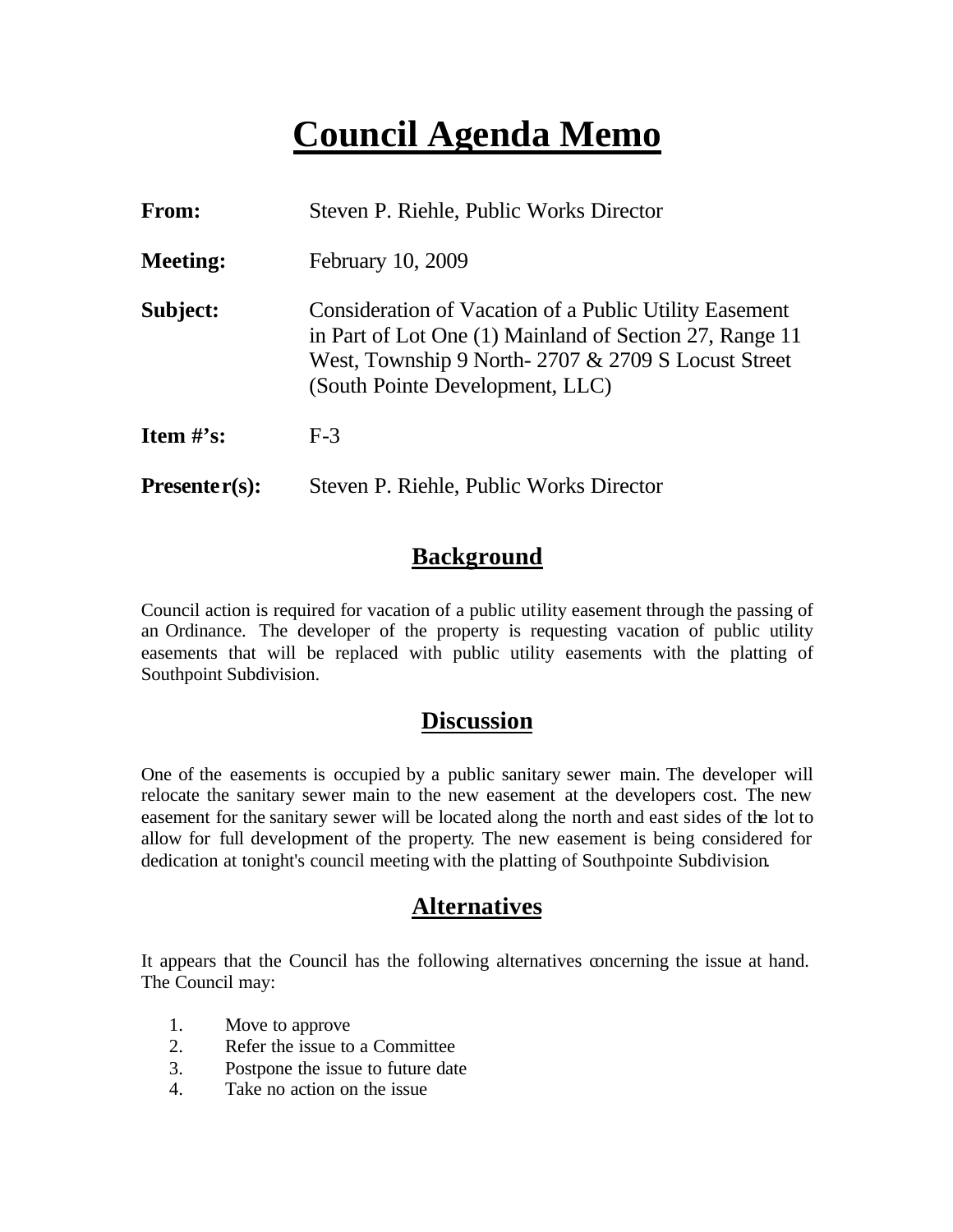# Council Agenda Memo

**From:** Steven P. Riehle, Public Works Director

**Meeting:** February 10, 2009

**Subject:** Consideration of Vacation of a Public Utility Easement in Part of Lot One (1) Mainland of Section 27, Range 11 West, Township 9 North- 2707 & 2709 S Locust Street (South Pointe Development, LLC)

**Item #'s:** F-3

**Presenter(s):** Steven P. Riehle, Public Works Director

## Background

Council action is required for vacation of a public utility easement through the passing of an Ordinance. The developer of the property is requesting vacation of public utility easements that will be replaced with public utility easements with the platting of Southpoint Subdivision.

## Discussion

One of the easements is occupied by a public sanitary sewer main. The developer will relocate the sanitary sewer main to the new easement at the developers cost. The new easement for the sanitary sewer will be located along the north and east sides of the lot to allow for full development of the property. The new easement is being considered for dedication at tonight's council meeting with the platting of Southpointe Subdivision.

## Alternatives

It appears that the Council has the following alternatives concerning the issue at hand. The Council may:

1. Move to approve
2. Refer the issue to a Committee
3. Postpone the issue to future date
4. Take no action on the issue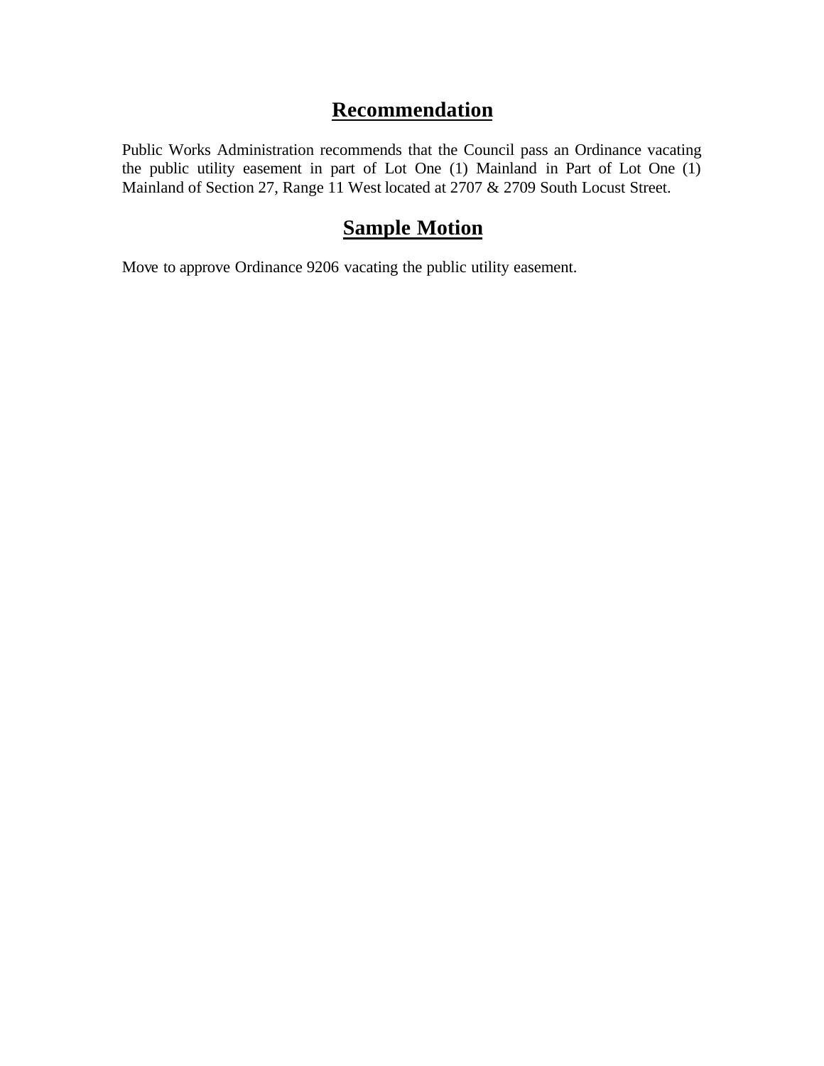## Recommendation

Public Works Administration recommends that the Council pass an Ordinance vacating the public utility easement in part of Lot One (1) Mainland in Part of Lot One (1) Mainland of Section 27, Range 11 West located at 2707 & 2709 South Locust Street.

## Sample Motion

Move to approve Ordinance 9206 vacating the public utility easement.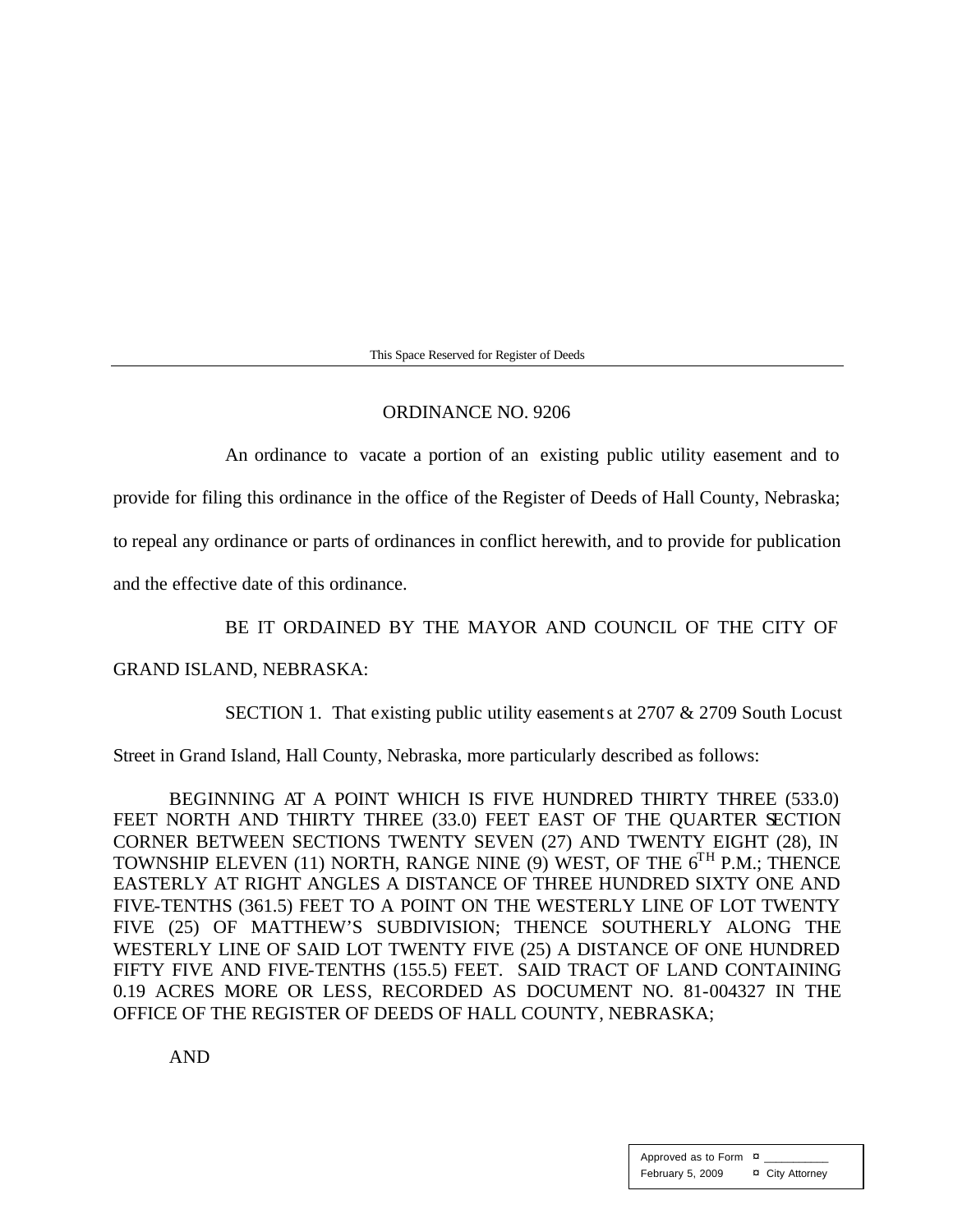This Space Reserved for Register of Deeds

ORDINANCE NO. 9206

An ordinance to vacate a portion of an existing public utility easement and to provide for filing this ordinance in the office of the Register of Deeds of Hall County, Nebraska; to repeal any ordinance or parts of ordinances in conflict herewith, and to provide for publication and the effective date of this ordinance.

BE IT ORDAINED BY THE MAYOR AND COUNCIL OF THE CITY OF GRAND ISLAND, NEBRASKA:

SECTION 1. That existing public utility easements at 2707 & 2709 South Locust Street in Grand Island, Hall County, Nebraska, more particularly described as follows:

BEGINNING AT A POINT WHICH IS FIVE HUNDRED THIRTY THREE (533.0) FEET NORTH AND THIRTY THREE (33.0) FEET EAST OF THE QUARTER SECTION CORNER BETWEEN SECTIONS TWENTY SEVEN (27) AND TWENTY EIGHT (28), IN TOWNSHIP ELEVEN (11) NORTH, RANGE NINE (9) WEST, OF THE 6$^{TH}$ P.M.; THENCE EASTERLY AT RIGHT ANGLES A DISTANCE OF THREE HUNDRED SIXTY ONE AND FIVE-TENTHS (361.5) FEET TO A POINT ON THE WESTERLY LINE OF LOT TWENTY FIVE (25) OF MATTHEW'S SUBDIVISION; THENCE SOUTHERLY ALONG THE WESTERLY LINE OF SAID LOT TWENTY FIVE (25) A DISTANCE OF ONE HUNDRED FIFTY FIVE AND FIVE-TENTHS (155.5) FEET. SAID TRACT OF LAND CONTAINING 0.19 ACRES MORE OR LESS, RECORDED AS DOCUMENT NO. 81-004327 IN THE OFFICE OF THE REGISTER OF DEEDS OF HALL COUNTY, NEBRASKA;

AND

| Approved as to Form | ¤ ___________ |
|---|---|
| February 5, 2009 | ¤ City Attorney |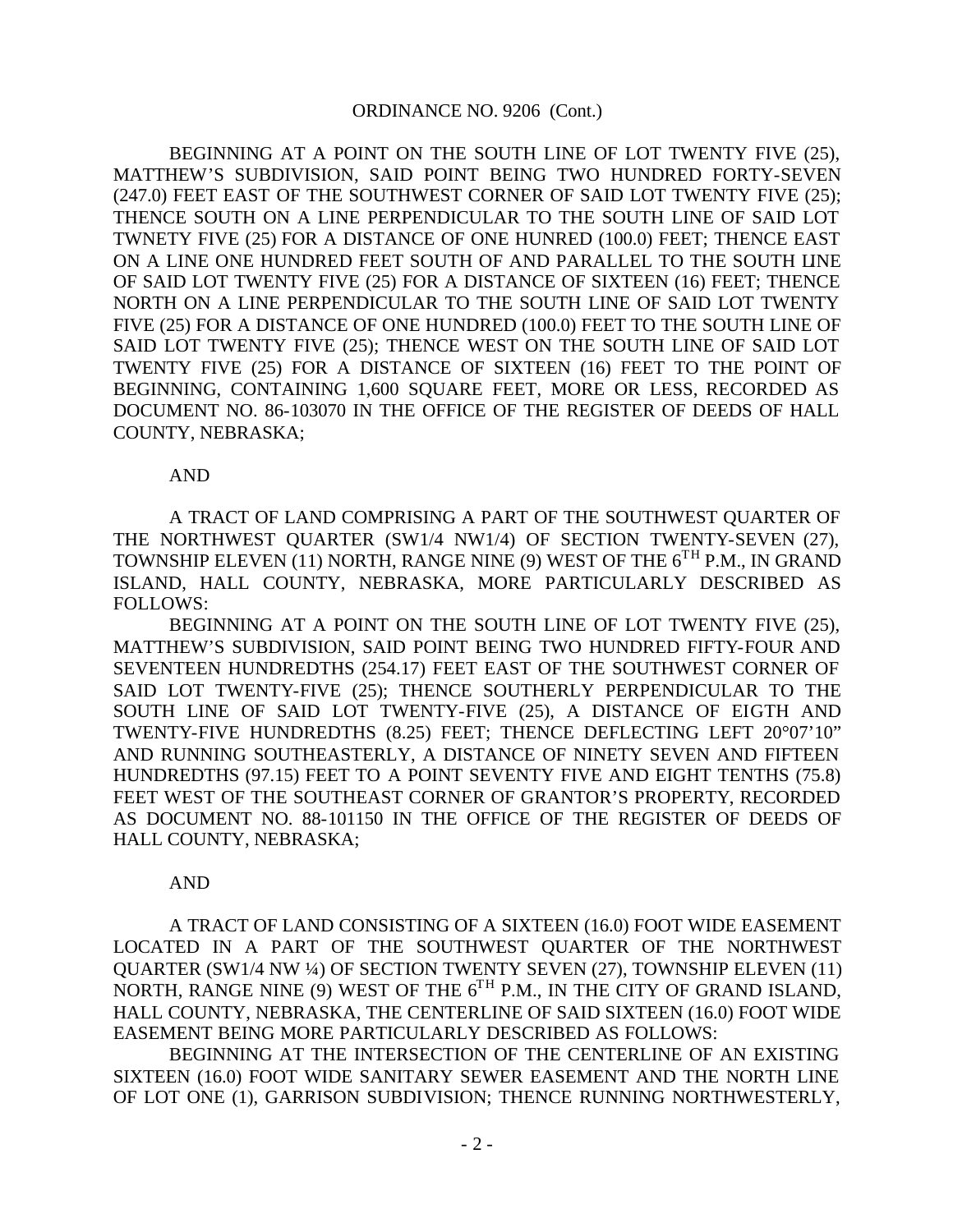ORDINANCE NO. 9206 (Cont.)

BEGINNING AT A POINT ON THE SOUTH LINE OF LOT TWENTY FIVE (25), MATTHEW'S SUBDIVISION, SAID POINT BEING TWO HUNDRED FORTY-SEVEN (247.0) FEET EAST OF THE SOUTHWEST CORNER OF SAID LOT TWENTY FIVE (25); THENCE SOUTH ON A LINE PERPENDICULAR TO THE SOUTH LINE OF SAID LOT TWNETY FIVE (25) FOR A DISTANCE OF ONE HUNRED (100.0) FEET; THENCE EAST ON A LINE ONE HUNDRED FEET SOUTH OF AND PARALLEL TO THE SOUTH LINE OF SAID LOT TWENTY FIVE (25) FOR A DISTANCE OF SIXTEEN (16) FEET; THENCE NORTH ON A LINE PERPENDICULAR TO THE SOUTH LINE OF SAID LOT TWENTY FIVE (25) FOR A DISTANCE OF ONE HUNDRED (100.0) FEET TO THE SOUTH LINE OF SAID LOT TWENTY FIVE (25); THENCE WEST ON THE SOUTH LINE OF SAID LOT TWENTY FIVE (25) FOR A DISTANCE OF SIXTEEN (16) FEET TO THE POINT OF BEGINNING, CONTAINING 1,600 SQUARE FEET, MORE OR LESS, RECORDED AS DOCUMENT NO. 86-103070 IN THE OFFICE OF THE REGISTER OF DEEDS OF HALL COUNTY, NEBRASKA;

AND

A TRACT OF LAND COMPRISING A PART OF THE SOUTHWEST QUARTER OF THE NORTHWEST QUARTER (SW1/4 NW1/4) OF SECTION TWENTY-SEVEN (27), TOWNSHIP ELEVEN (11) NORTH, RANGE NINE (9) WEST OF THE 6TH P.M., IN GRAND ISLAND, HALL COUNTY, NEBRASKA, MORE PARTICULARLY DESCRIBED AS FOLLOWS:

BEGINNING AT A POINT ON THE SOUTH LINE OF LOT TWENTY FIVE (25), MATTHEW'S SUBDIVISION, SAID POINT BEING TWO HUNDRED FIFTY-FOUR AND SEVENTEEN HUNDREDTHS (254.17) FEET EAST OF THE SOUTHWEST CORNER OF SAID LOT TWENTY-FIVE (25); THENCE SOUTHERLY PERPENDICULAR TO THE SOUTH LINE OF SAID LOT TWENTY-FIVE (25), A DISTANCE OF EIGTH AND TWENTY-FIVE HUNDREDTHS (8.25) FEET; THENCE DEFLECTING LEFT 20°07'10" AND RUNNING SOUTHEASTERLY, A DISTANCE OF NINETY SEVEN AND FIFTEEN HUNDREDTHS (97.15) FEET TO A POINT SEVENTY FIVE AND EIGHT TENTHS (75.8) FEET WEST OF THE SOUTHEAST CORNER OF GRANTOR'S PROPERTY, RECORDED AS DOCUMENT NO. 88-101150 IN THE OFFICE OF THE REGISTER OF DEEDS OF HALL COUNTY, NEBRASKA;

AND

A TRACT OF LAND CONSISTING OF A SIXTEEN (16.0) FOOT WIDE EASEMENT LOCATED IN A PART OF THE SOUTHWEST QUARTER OF THE NORTHWEST QUARTER (SW1/4 NW ¼) OF SECTION TWENTY SEVEN (27), TOWNSHIP ELEVEN (11) NORTH, RANGE NINE (9) WEST OF THE 6TH P.M., IN THE CITY OF GRAND ISLAND, HALL COUNTY, NEBRASKA, THE CENTERLINE OF SAID SIXTEEN (16.0) FOOT WIDE EASEMENT BEING MORE PARTICULARLY DESCRIBED AS FOLLOWS:

BEGINNING AT THE INTERSECTION OF THE CENTERLINE OF AN EXISTING SIXTEEN (16.0) FOOT WIDE SANITARY SEWER EASEMENT AND THE NORTH LINE OF LOT ONE (1), GARRISON SUBDIVISION; THENCE RUNNING NORTHWESTERLY,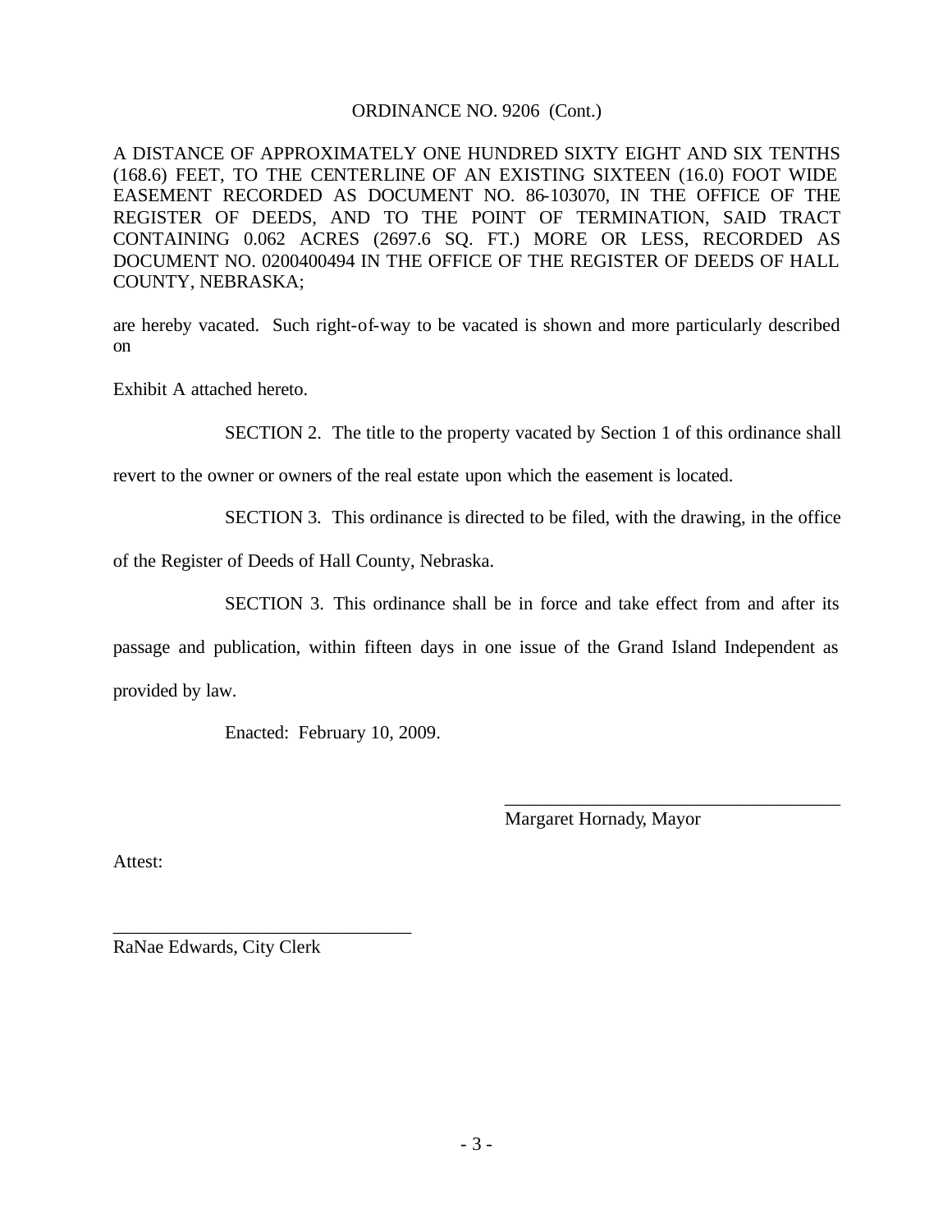ORDINANCE NO. 9206 (Cont.)

A DISTANCE OF APPROXIMATELY ONE HUNDRED SIXTY EIGHT AND SIX TENTHS (168.6) FEET, TO THE CENTERLINE OF AN EXISTING SIXTEEN (16.0) FOOT WIDE EASEMENT RECORDED AS DOCUMENT NO. 86-103070, IN THE OFFICE OF THE REGISTER OF DEEDS, AND TO THE POINT OF TERMINATION, SAID TRACT CONTAINING 0.062 ACRES (2697.6 SQ. FT.) MORE OR LESS, RECORDED AS DOCUMENT NO. 0200400494 IN THE OFFICE OF THE REGISTER OF DEEDS OF HALL COUNTY, NEBRASKA;

are hereby vacated. Such right-of-way to be vacated is shown and more particularly described on

Exhibit A attached hereto.

SECTION 2. The title to the property vacated by Section 1 of this ordinance shall revert to the owner or owners of the real estate upon which the easement is located.

SECTION 3. This ordinance is directed to be filed, with the drawing, in the office of the Register of Deeds of Hall County, Nebraska.

SECTION 3. This ordinance shall be in force and take effect from and after its passage and publication, within fifteen days in one issue of the Grand Island Independent as provided by law.

Enacted: February 10, 2009.

\_\_\_\_\_\_\_\_\_\_\_\_\_\_\_\_\_\_\_\_\_\_\_\_\_\_\_\_\_\_\_\_\_\_\_\_
Margaret Hornady, Mayor

Attest:

\_\_\_\_\_\_\_\_\_\_\_\_\_\_\_\_\_\_\_\_\_\_\_\_\_\_\_\_\_\_\_\_
RaNae Edwards, City Clerk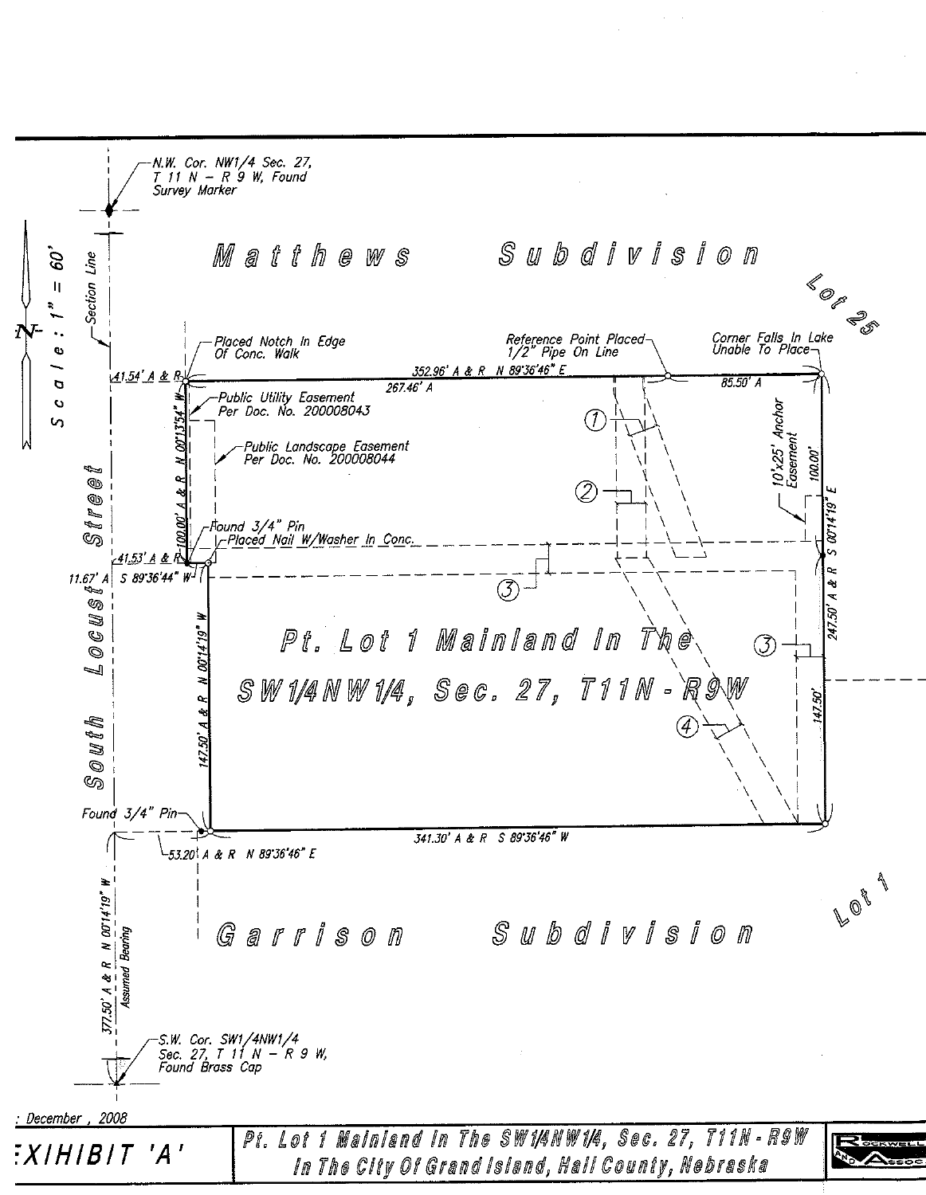N.W. Cor. NW1/4 Sec. 27, T 11 N – R 9 W, Found Survey Marker

N

Scale: 1" = 60'

Section Line

Matthews Subdivision

Lot 25

Placed Notch In Edge Of Conc. Walk

Reference Point Placed 1/2" Pipe On Line

Corner Falls In Lake Unable To Place

41.54' A & R

352.96' A & R N 89°36'46" E

267.46' A

85.50' A

Public Utility Easement Per Doc. No. 200008043

Public Landscape Easement Per Doc. No. 200008044

N 00°13'54" W

100.00' A & R

10'x25' Anchor Easement

100.00'

Found 3/4" Pin

Placed Nail W/Washer In Conc.

41.53' A & R

11.67' A S 89°36'44" W

247.50' A & R S 00°14'19" E

South Locust Street

Pt. Lot 1 Mainland In The SW1/4NW1/4, Sec. 27, T11N - R9W

147.50' A & R N 00°14'19" W

147.50'

① ② ③ ③ ④

Found 3/4" Pin

53.20' A & R N 89°36'46" E

341.30' A & R S 89°36'46" W

Lot 1

Garrison Subdivision

377.50' A & R N 00°14'19" W

Assumed Bearing

S.W. Cor. SW1/4NW1/4 Sec. 27, T 11 N – R 9 W, Found Brass Cap

: December , 2008

EXIHIBIT 'A'

Pt. Lot 1 Mainland In The SW1/4NW1/4, Sec. 27, T11N - R9W In The City Of Grand Island, Hall County, Nebraska

Rockwell And Assoc